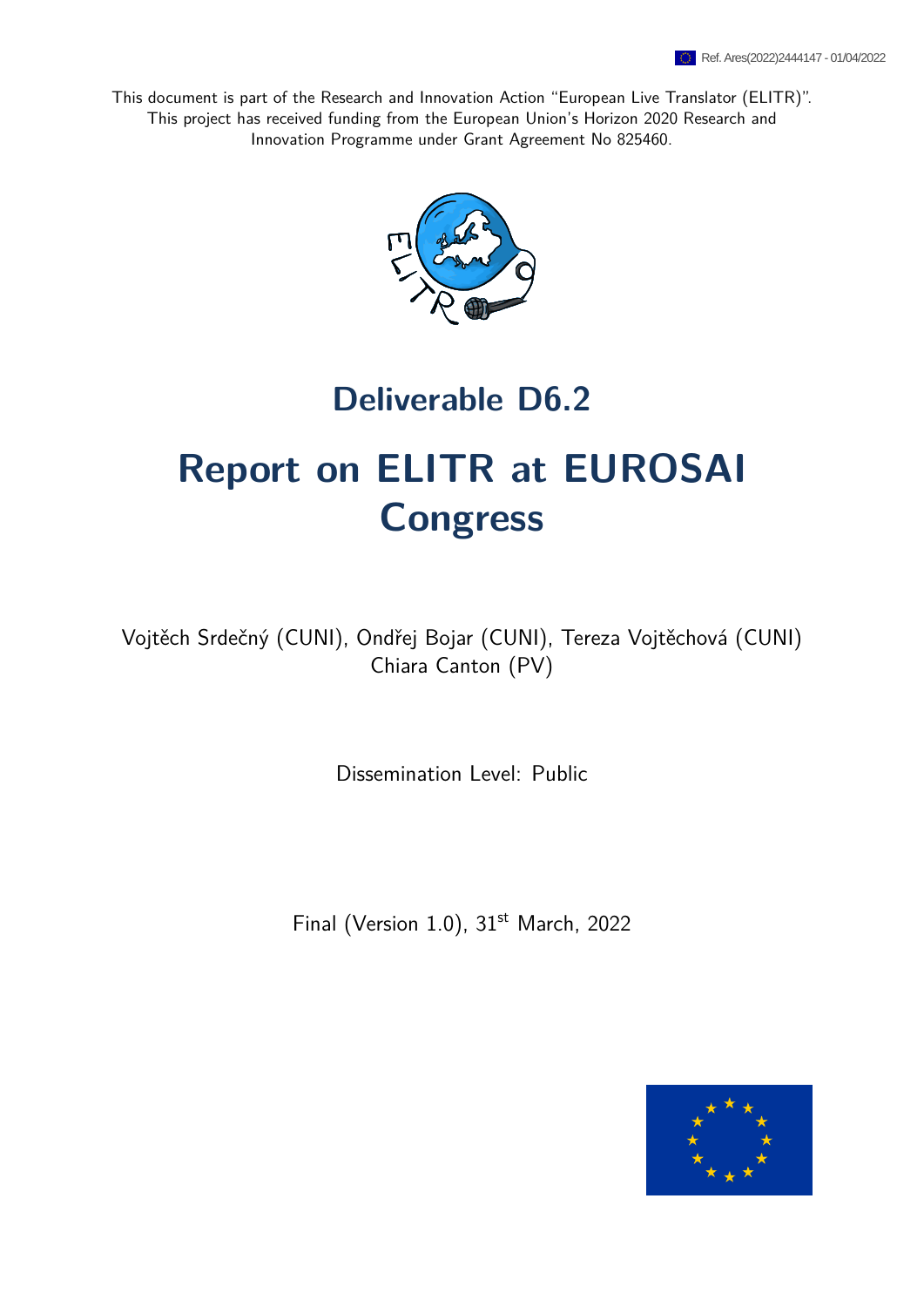This document is part of the Research and Innovation Action "European Live Translator (ELITR)". This project has received funding from the European Union's Horizon 2020 Research and Innovation Programme under Grant Agreement No 825460.

## Deliverable D6.2

# Report on ELITR at EUROSAI Congress

Vojtěch Srdečný (CUNI), Ondřej Bojar (CUNI), Tereza Vojtěchová (CUNI)
Chiara Canton (PV)

Dissemination Level: Public

Final (Version 1.0), 31st March, 2022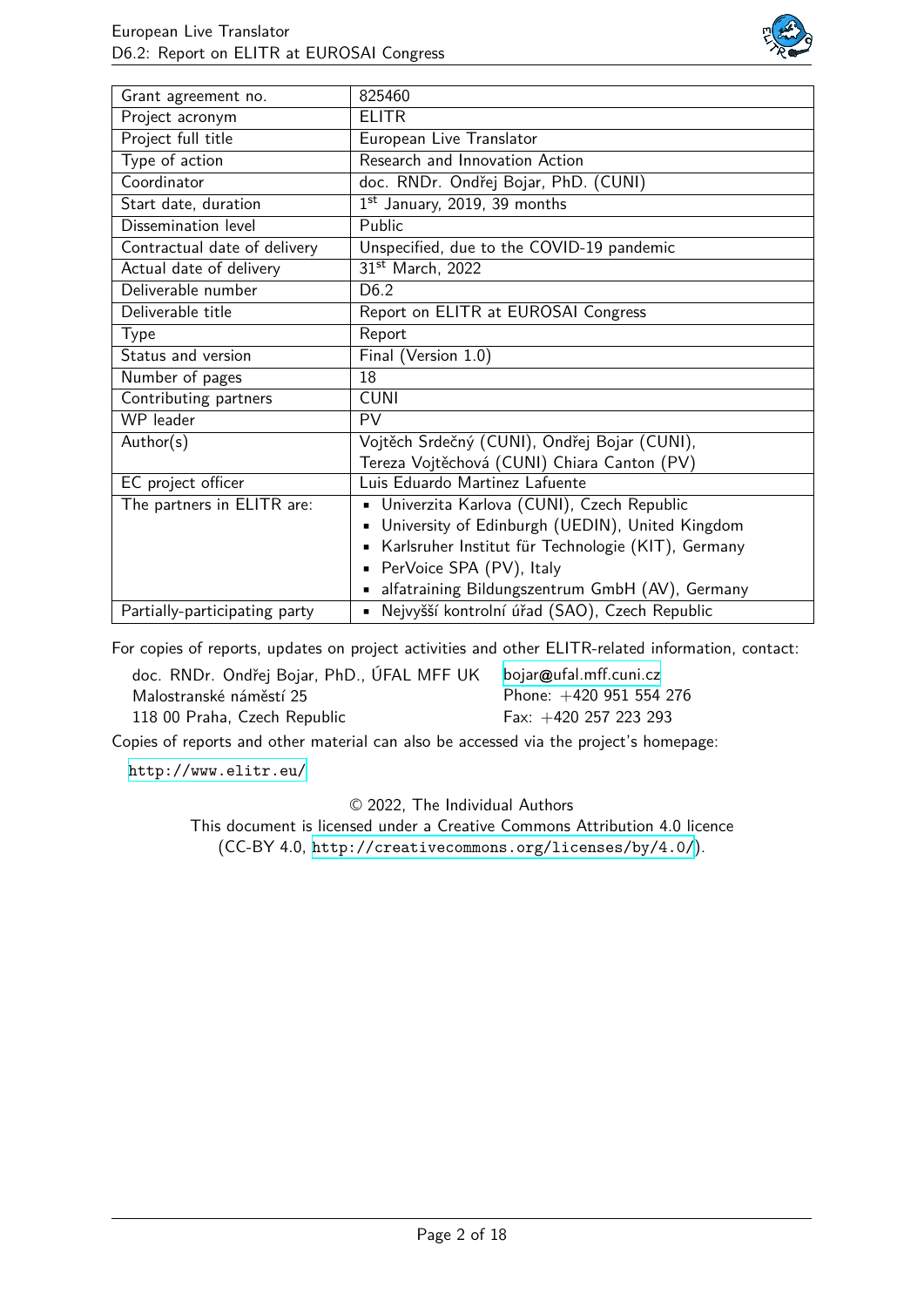| Grant agreement no. | 825460 |
|---|---|
| Project acronym | ELITR |
| Project full title | European Live Translator |
| Type of action | Research and Innovation Action |
| Coordinator | doc. RNDr. Ondřej Bojar, PhD. (CUNI) |
| Start date, duration | 1st January, 2019, 39 months |
| Dissemination level | Public |
| Contractual date of delivery | Unspecified, due to the COVID-19 pandemic |
| Actual date of delivery | 31st March, 2022 |
| Deliverable number | D6.2 |
| Deliverable title | Report on ELITR at EUROSAI Congress |
| Type | Report |
| Status and version | Final (Version 1.0) |
| Number of pages | 18 |
| Contributing partners | CUNI |
| WP leader | PV |
| Author(s) | Vojtěch Srdečný (CUNI), Ondřej Bojar (CUNI), Tereza Vojtěchová (CUNI) Chiara Canton (PV) |
| EC project officer | Luis Eduardo Martinez Lafuente |
| The partners in ELITR are: | • Univerzita Karlova (CUNI), Czech Republic<br>• University of Edinburgh (UEDIN), United Kingdom<br>• Karlsruher Institut für Technologie (KIT), Germany<br>• PerVoice SPA (PV), Italy<br>• alfatraining Bildungszentrum GmbH (AV), Germany |
| Partially-participating party | • Nejvyšší kontrolní úřad (SAO), Czech Republic |

For copies of reports, updates on project activities and other ELITR-related information, contact:

doc. RNDr. Ondřej Bojar, PhD., ÚFAL MFF UK  
Malostranské náměstí 25  
118 00 Praha, Czech Republic

bojar@ufal.mff.cuni.cz  
Phone: +420 951 554 276  
Fax: +420 257 223 293

Copies of reports and other material can also be accessed via the project's homepage:

http://www.elitr.eu/

© 2022, The Individual Authors  
This document is licensed under a Creative Commons Attribution 4.0 licence (CC-BY 4.0, http://creativecommons.org/licenses/by/4.0/).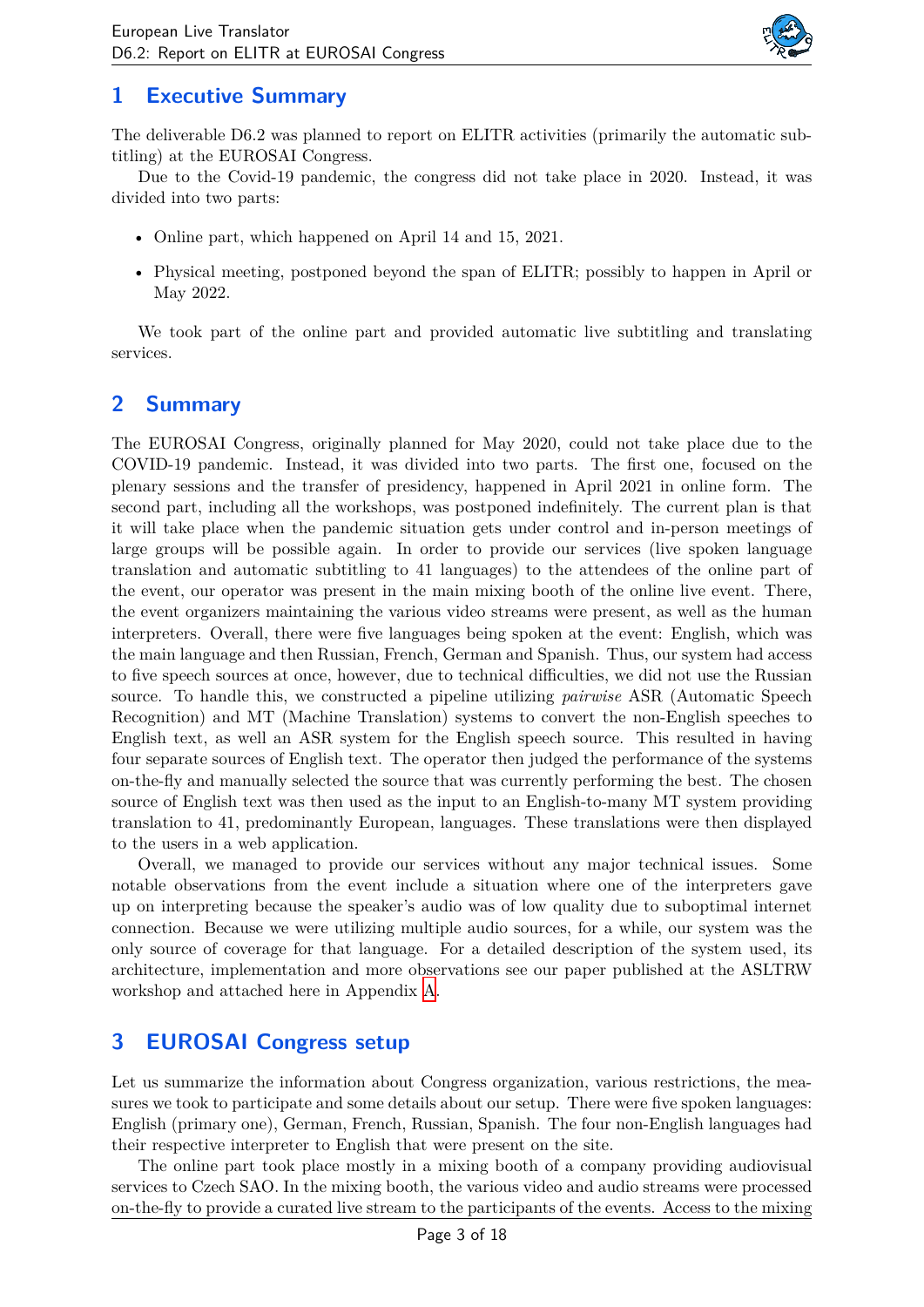# 1 Executive Summary

The deliverable D6.2 was planned to report on ELITR activities (primarily the automatic subtitling) at the EUROSAI Congress.

Due to the Covid-19 pandemic, the congress did not take place in 2020. Instead, it was divided into two parts:

- Online part, which happened on April 14 and 15, 2021.
- Physical meeting, postponed beyond the span of ELITR; possibly to happen in April or May 2022.

We took part of the online part and provided automatic live subtitling and translating services.

# 2 Summary

The EUROSAI Congress, originally planned for May 2020, could not take place due to the COVID-19 pandemic. Instead, it was divided into two parts. The first one, focused on the plenary sessions and the transfer of presidency, happened in April 2021 in online form. The second part, including all the workshops, was postponed indefinitely. The current plan is that it will take place when the pandemic situation gets under control and in-person meetings of large groups will be possible again. In order to provide our services (live spoken language translation and automatic subtitling to 41 languages) to the attendees of the online part of the event, our operator was present in the main mixing booth of the online live event. There, the event organizers maintaining the various video streams were present, as well as the human interpreters. Overall, there were five languages being spoken at the event: English, which was the main language and then Russian, French, German and Spanish. Thus, our system had access to five speech sources at once, however, due to technical difficulties, we did not use the Russian source. To handle this, we constructed a pipeline utilizing *pairwise* ASR (Automatic Speech Recognition) and MT (Machine Translation) systems to convert the non-English speeches to English text, as well an ASR system for the English speech source. This resulted in having four separate sources of English text. The operator then judged the performance of the systems on-the-fly and manually selected the source that was currently performing the best. The chosen source of English text was then used as the input to an English-to-many MT system providing translation to 41, predominantly European, languages. These translations were then displayed to the users in a web application.

Overall, we managed to provide our services without any major technical issues. Some notable observations from the event include a situation where one of the interpreters gave up on interpreting because the speaker's audio was of low quality due to suboptimal internet connection. Because we were utilizing multiple audio sources, for a while, our system was the only source of coverage for that language. For a detailed description of the system used, its architecture, implementation and more observations see our paper published at the ASLTRW workshop and attached here in Appendix A.

# 3 EUROSAI Congress setup

Let us summarize the information about Congress organization, various restrictions, the measures we took to participate and some details about our setup. There were five spoken languages: English (primary one), German, French, Russian, Spanish. The four non-English languages had their respective interpreter to English that were present on the site.

The online part took place mostly in a mixing booth of a company providing audiovisual services to Czech SAO. In the mixing booth, the various video and audio streams were processed on-the-fly to provide a curated live stream to the participants of the events. Access to the mixing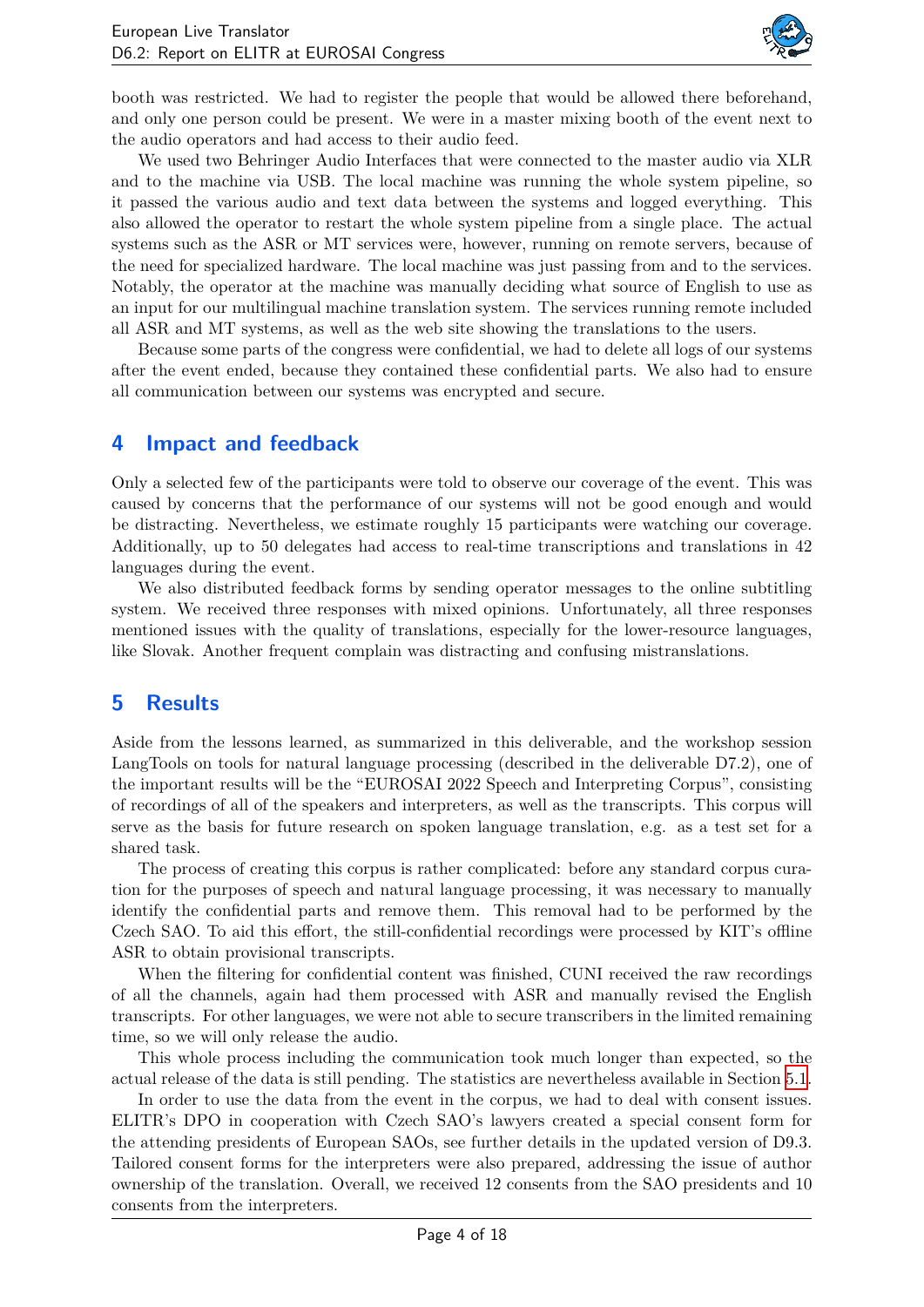booth was restricted. We had to register the people that would be allowed there beforehand, and only one person could be present. We were in a master mixing booth of the event next to the audio operators and had access to their audio feed.

We used two Behringer Audio Interfaces that were connected to the master audio via XLR and to the machine via USB. The local machine was running the whole system pipeline, so it passed the various audio and text data between the systems and logged everything. This also allowed the operator to restart the whole system pipeline from a single place. The actual systems such as the ASR or MT services were, however, running on remote servers, because of the need for specialized hardware. The local machine was just passing from and to the services. Notably, the operator at the machine was manually deciding what source of English to use as an input for our multilingual machine translation system. The services running remote included all ASR and MT systems, as well as the web site showing the translations to the users.

Because some parts of the congress were confidential, we had to delete all logs of our systems after the event ended, because they contained these confidential parts. We also had to ensure all communication between our systems was encrypted and secure.

# 4 Impact and feedback

Only a selected few of the participants were told to observe our coverage of the event. This was caused by concerns that the performance of our systems will not be good enough and would be distracting. Nevertheless, we estimate roughly 15 participants were watching our coverage. Additionally, up to 50 delegates had access to real-time transcriptions and translations in 42 languages during the event.

We also distributed feedback forms by sending operator messages to the online subtitling system. We received three responses with mixed opinions. Unfortunately, all three responses mentioned issues with the quality of translations, especially for the lower-resource languages, like Slovak. Another frequent complain was distracting and confusing mistranslations.

# 5 Results

Aside from the lessons learned, as summarized in this deliverable, and the workshop session LangTools on tools for natural language processing (described in the deliverable D7.2), one of the important results will be the "EUROSAI 2022 Speech and Interpreting Corpus", consisting of recordings of all of the speakers and interpreters, as well as the transcripts. This corpus will serve as the basis for future research on spoken language translation, e.g. as a test set for a shared task.

The process of creating this corpus is rather complicated: before any standard corpus curation for the purposes of speech and natural language processing, it was necessary to manually identify the confidential parts and remove them. This removal had to be performed by the Czech SAO. To aid this effort, the still-confidential recordings were processed by KIT's offline ASR to obtain provisional transcripts.

When the filtering for confidential content was finished, CUNI received the raw recordings of all the channels, again had them processed with ASR and manually revised the English transcripts. For other languages, we were not able to secure transcribers in the limited remaining time, so we will only release the audio.

This whole process including the communication took much longer than expected, so the actual release of the data is still pending. The statistics are nevertheless available in Section 5.1.

In order to use the data from the event in the corpus, we had to deal with consent issues. ELITR's DPO in cooperation with Czech SAO's lawyers created a special consent form for the attending presidents of European SAOs, see further details in the updated version of D9.3. Tailored consent forms for the interpreters were also prepared, addressing the issue of author ownership of the translation. Overall, we received 12 consents from the SAO presidents and 10 consents from the interpreters.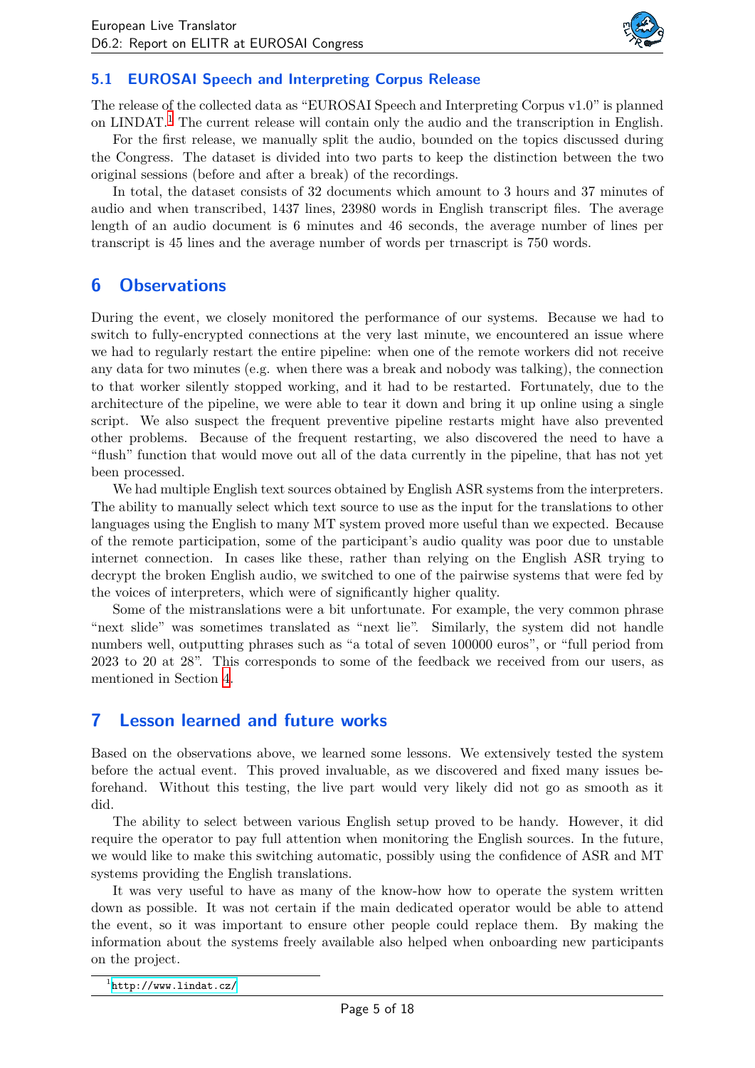## 5.1 EUROSAI Speech and Interpreting Corpus Release

The release of the collected data as "EUROSAI Speech and Interpreting Corpus v1.0" is planned on LINDAT.[1] The current release will contain only the audio and the transcription in English.

For the first release, we manually split the audio, bounded on the topics discussed during the Congress. The dataset is divided into two parts to keep the distinction between the two original sessions (before and after a break) of the recordings.

In total, the dataset consists of 32 documents which amount to 3 hours and 37 minutes of audio and when transcribed, 1437 lines, 23980 words in English transcript files. The average length of an audio document is 6 minutes and 46 seconds, the average number of lines per transcript is 45 lines and the average number of words per trnascript is 750 words.

# 6 Observations

During the event, we closely monitored the performance of our systems. Because we had to switch to fully-encrypted connections at the very last minute, we encountered an issue where we had to regularly restart the entire pipeline: when one of the remote workers did not receive any data for two minutes (e.g. when there was a break and nobody was talking), the connection to that worker silently stopped working, and it had to be restarted. Fortunately, due to the architecture of the pipeline, we were able to tear it down and bring it up online using a single script. We also suspect the frequent preventive pipeline restarts might have also prevented other problems. Because of the frequent restarting, we also discovered the need to have a "flush" function that would move out all of the data currently in the pipeline, that has not yet been processed.

We had multiple English text sources obtained by English ASR systems from the interpreters. The ability to manually select which text source to use as the input for the translations to other languages using the English to many MT system proved more useful than we expected. Because of the remote participation, some of the participant's audio quality was poor due to unstable internet connection. In cases like these, rather than relying on the English ASR trying to decrypt the broken English audio, we switched to one of the pairwise systems that were fed by the voices of interpreters, which were of significantly higher quality.

Some of the mistranslations were a bit unfortunate. For example, the very common phrase "next slide" was sometimes translated as "next lie". Similarly, the system did not handle numbers well, outputting phrases such as "a total of seven 100000 euros", or "full period from 2023 to 20 at 28". This corresponds to some of the feedback we received from our users, as mentioned in Section 4.

# 7 Lesson learned and future works

Based on the observations above, we learned some lessons. We extensively tested the system before the actual event. This proved invaluable, as we discovered and fixed many issues beforehand. Without this testing, the live part would very likely did not go as smooth as it did.

The ability to select between various English setup proved to be handy. However, it did require the operator to pay full attention when monitoring the English sources. In the future, we would like to make this switching automatic, possibly using the confidence of ASR and MT systems providing the English translations.

It was very useful to have as many of the know-how how to operate the system written down as possible. It was not certain if the main dedicated operator would be able to attend the event, so it was important to ensure other people could replace them. By making the information about the systems freely available also helped when onboarding new participants on the project.

[1] http://www.lindat.cz/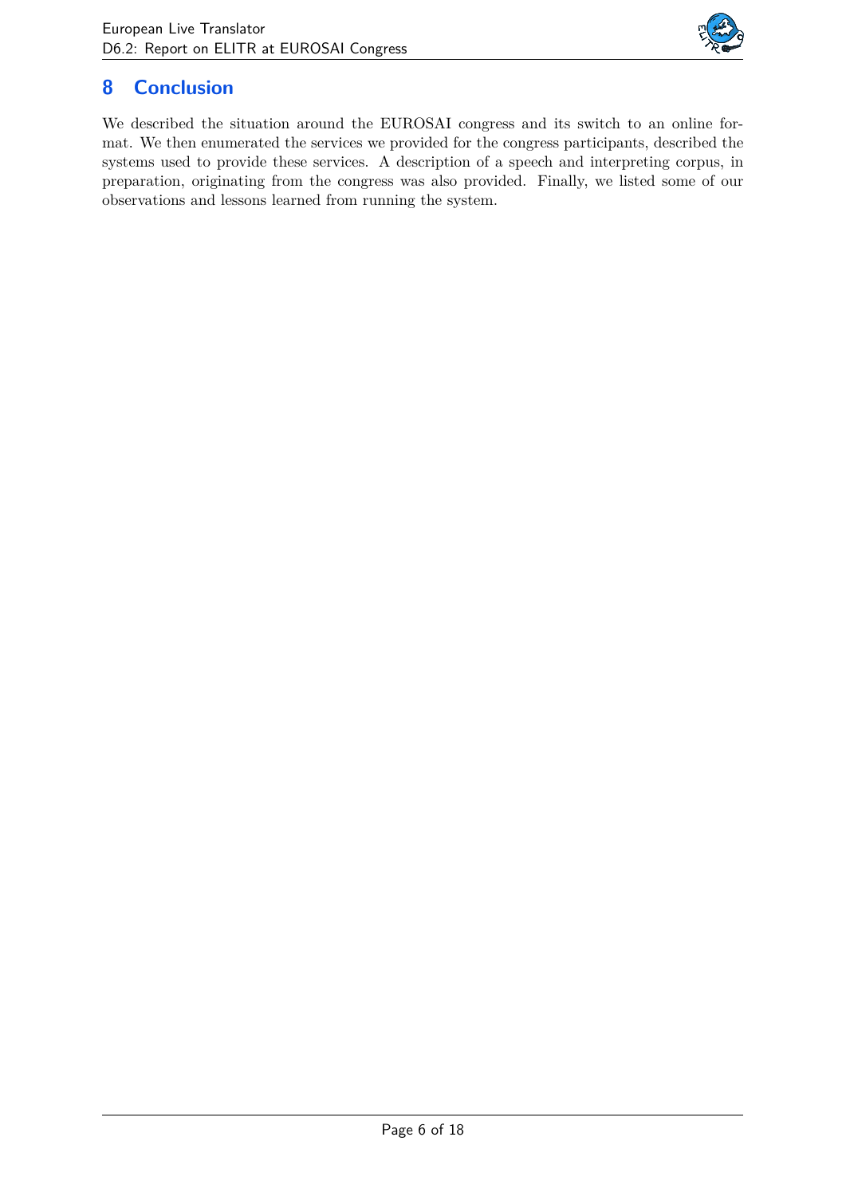# 8 Conclusion

We described the situation around the EUROSAI congress and its switch to an online format. We then enumerated the services we provided for the congress participants, described the systems used to provide these services. A description of a speech and interpreting corpus, in preparation, originating from the congress was also provided. Finally, we listed some of our observations and lessons learned from running the system.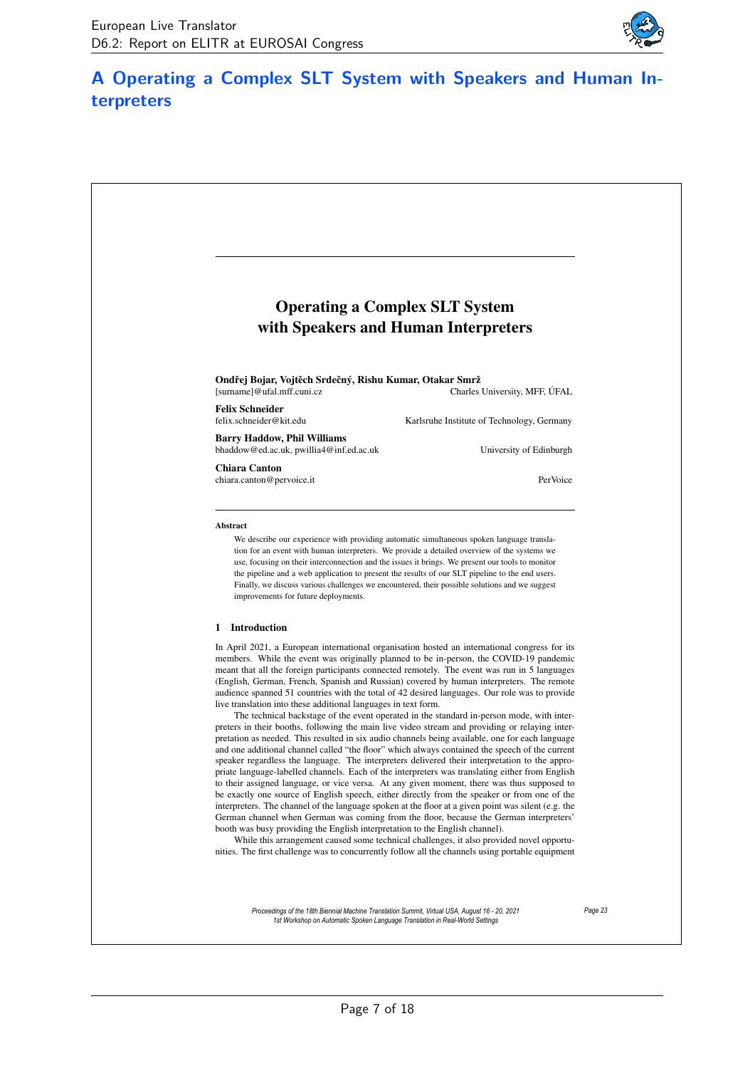# A Operating a Complex SLT System with Speakers and Human Interpreters

## Operating a Complex SLT System with Speakers and Human Interpreters

**Ondřej Bojar, Vojtěch Srdečný, Rishu Kumar, Otakar Smrž**
[surname]@ufal.mff.cuni.cz — Charles University, MFF, ÚFAL

**Felix Schneider**
felix.schneider@kit.edu — Karlsruhe Institute of Technology, Germany

**Barry Haddow, Phil Williams**
bhaddow@ed.ac.uk, pwillia4@inf.ed.ac.uk — University of Edinburgh

**Chiara Canton**
chiara.canton@pervoice.it — PerVoice

**Abstract**

We describe our experience with providing automatic simultaneous spoken language translation for an event with human interpreters. We provide a detailed overview of the systems we use, focusing on their interconnection and the issues it brings. We present our tools to monitor the pipeline and a web application to present the results of our SLT pipeline to the end users. Finally, we discuss various challenges we encountered, their possible solutions and we suggest improvements for future deployments.

### 1 Introduction

In April 2021, a European international organisation hosted an international congress for its members. While the event was originally planned to be in-person, the COVID-19 pandemic meant that all the foreign participants connected remotely. The event was run in 5 languages (English, German, French, Spanish and Russian) covered by human interpreters. The remote audience spanned 51 countries with the total of 42 desired languages. Our role was to provide live translation into these additional languages in text form.

The technical backstage of the event operated in the standard in-person mode, with interpreters in their booths, following the main live video stream and providing or relaying interpretation as needed. This resulted in six audio channels being available, one for each language and one additional channel called "the floor" which always contained the speech of the current speaker regardless the language. The interpreters delivered their interpretation to the appropriate language-labelled channels. Each of the interpreters was translating either from English to their assigned language, or vice versa. At any given moment, there was thus supposed to be exactly one source of English speech, either directly from the speaker or from one of the interpreters. The channel of the language spoken at the floor at a given point was silent (e.g. the German channel when German was coming from the floor, because the German interpreters' booth was busy providing the English interpretation to the English channel).

While this arrangement caused some technical challenges, it also provided novel opportunities. The first challenge was to concurrently follow all the channels using portable equipment

*Proceedings of the 18th Biennial Machine Translation Summit, Virtual USA, August 16 - 20, 2021*
*1st Workshop on Automatic Spoken Language Translation in Real-World Settings*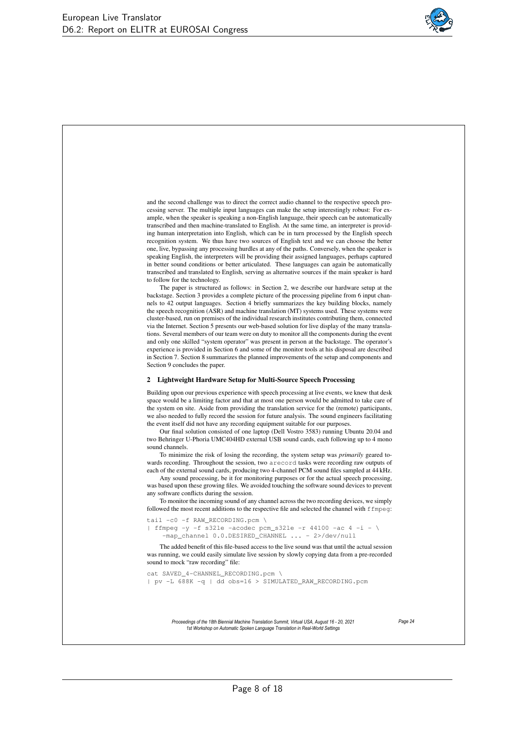and the second challenge was to direct the correct audio channel to the respective speech processing server. The multiple input languages can make the setup interestingly robust: For example, when the speaker is speaking a non-English language, their speech can be automatically transcribed and then machine-translated to English. At the same time, an interpreter is providing human interpretation into English, which can be in turn processed by the English speech recognition system. We thus have two sources of English text and we can choose the better one, live, bypassing any processing hurdles at any of the paths. Conversely, when the speaker is speaking English, the interpreters will be providing their assigned languages, perhaps captured in better sound conditions or better articulated. These languages can again be automatically transcribed and translated to English, serving as alternative sources if the main speaker is hard to follow for the technology.

The paper is structured as follows: in Section 2, we describe our hardware setup at the backstage. Section 3 provides a complete picture of the processing pipeline from 6 input channels to 42 output languages. Section 4 briefly summarizes the key building blocks, namely the speech recognition (ASR) and machine translation (MT) systems used. These systems were cluster-based, run on premises of the individual research institutes contributing them, connected via the Internet. Section 5 presents our web-based solution for live display of the many translations. Several members of our team were on duty to monitor all the components during the event and only one skilled "system operator" was present in person at the backstage. The operator's experience is provided in Section 6 and some of the monitor tools at his disposal are described in Section 7. Section 8 summarizes the planned improvements of the setup and components and Section 9 concludes the paper.

## 2 Lightweight Hardware Setup for Multi-Source Speech Processing

Building upon our previous experience with speech processing at live events, we knew that desk space would be a limiting factor and that at most one person would be admitted to take care of the system on site. Aside from providing the translation service for the (remote) participants, we also needed to fully record the session for future analysis. The sound engineers facilitating the event itself did not have any recording equipment suitable for our purposes.

Our final solution consisted of one laptop (Dell Vostro 3583) running Ubuntu 20.04 and two Behringer U-Phoria UMC404HD external USB sound cards, each following up to 4 mono sound channels.

To minimize the risk of losing the recording, the system setup was *primarily* geared towards recording. Throughout the session, two `arecord` tasks were recording raw outputs of each of the external sound cards, producing two 4-channel PCM sound files sampled at 44 kHz.

Any sound processing, be it for monitoring purposes or for the actual speech processing, was based upon these growing files. We avoided touching the software sound devices to prevent any software conflicts during the session.

To monitor the incoming sound of any channel across the two recording devices, we simply followed the most recent additions to the respective file and selected the channel with `ffmpeg`:

```
tail -c0 -f RAW_RECORDING.pcm \
| ffmpeg -y -f s32le -acodec pcm_s32le -r 44100 -ac 4 -i - \
    -map_channel 0.0.DESIRED_CHANNEL ... - 2>/dev/null
```

The added benefit of this file-based access to the live sound was that until the actual session was running, we could easily simulate live session by slowly copying data from a pre-recorded sound to mock "raw recording" file:

```
cat SAVED_4-CHANNEL_RECORDING.pcm \
| pv -L 688K -q | dd obs=16 > SIMULATED_RAW_RECORDING.pcm
```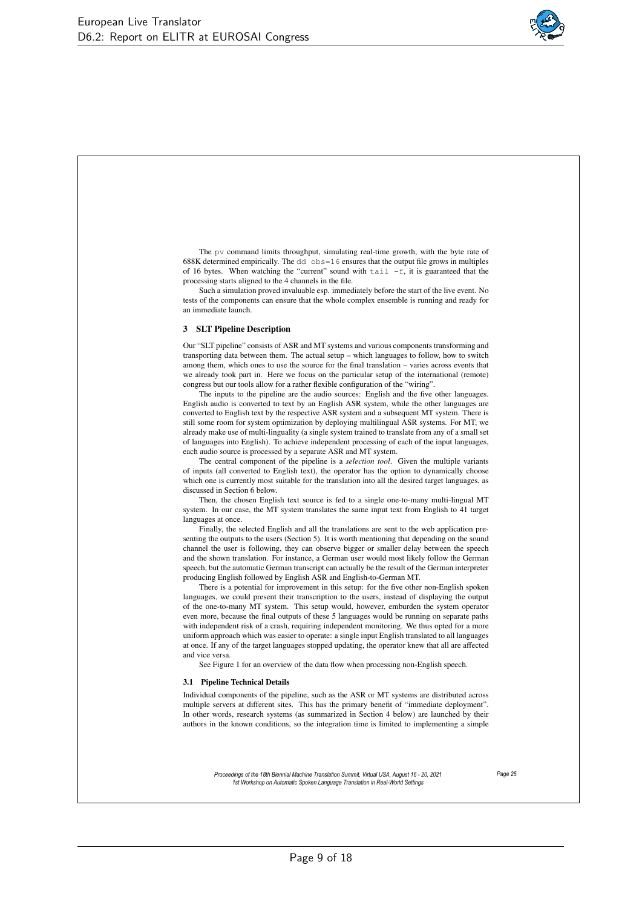The `pv` command limits throughput, simulating real-time growth, with the byte rate of 688K determined empirically. The `dd obs=16` ensures that the output file grows in multiples of 16 bytes. When watching the "current" sound with `tail -f`, it is guaranteed that the processing starts aligned to the 4 channels in the file.

Such a simulation proved invaluable esp. immediately before the start of the live event. No tests of the components can ensure that the whole complex ensemble is running and ready for an immediate launch.

## 3 SLT Pipeline Description

Our "SLT pipeline" consists of ASR and MT systems and various components transforming and transporting data between them. The actual setup – which languages to follow, how to switch among them, which ones to use the source for the final translation – varies across events that we already took part in. Here we focus on the particular setup of the international (remote) congress but our tools allow for a rather flexible configuration of the "wiring".

The inputs to the pipeline are the audio sources: English and the five other languages. English audio is converted to text by an English ASR system, while the other languages are converted to English text by the respective ASR system and a subsequent MT system. There is still some room for system optimization by deploying multilingual ASR systems. For MT, we already make use of multi-linguality (a single system trained to translate from any of a small set of languages into English). To achieve independent processing of each of the input languages, each audio source is processed by a separate ASR and MT system.

The central component of the pipeline is a *selection tool*. Given the multiple variants of inputs (all converted to English text), the operator has the option to dynamically choose which one is currently most suitable for the translation into all the desired target languages, as discussed in Section 6 below.

Then, the chosen English text source is fed to a single one-to-many multi-lingual MT system. In our case, the MT system translates the same input text from English to 41 target languages at once.

Finally, the selected English and all the translations are sent to the web application presenting the outputs to the users (Section 5). It is worth mentioning that depending on the sound channel the user is following, they can observe bigger or smaller delay between the speech and the shown translation. For instance, a German user would most likely follow the German speech, but the automatic German transcript can actually be the result of the German interpreter producing English followed by English ASR and English-to-German MT.

There is a potential for improvement in this setup: for the five other non-English spoken languages, we could present their transcription to the users, instead of displaying the output of the one-to-many MT system. This setup would, however, emburden the system operator even more, because the final outputs of these 5 languages would be running on separate paths with independent risk of a crash, requiring independent monitoring. We thus opted for a more uniform approach which was easier to operate: a single input English translated to all languages at once. If any of the target languages stopped updating, the operator knew that all are affected and vice versa.

See Figure 1 for an overview of the data flow when processing non-English speech.

### 3.1 Pipeline Technical Details

Individual components of the pipeline, such as the ASR or MT systems are distributed across multiple servers at different sites. This has the primary benefit of "immediate deployment". In other words, research systems (as summarized in Section 4 below) are launched by their authors in the known conditions, so the integration time is limited to implementing a simple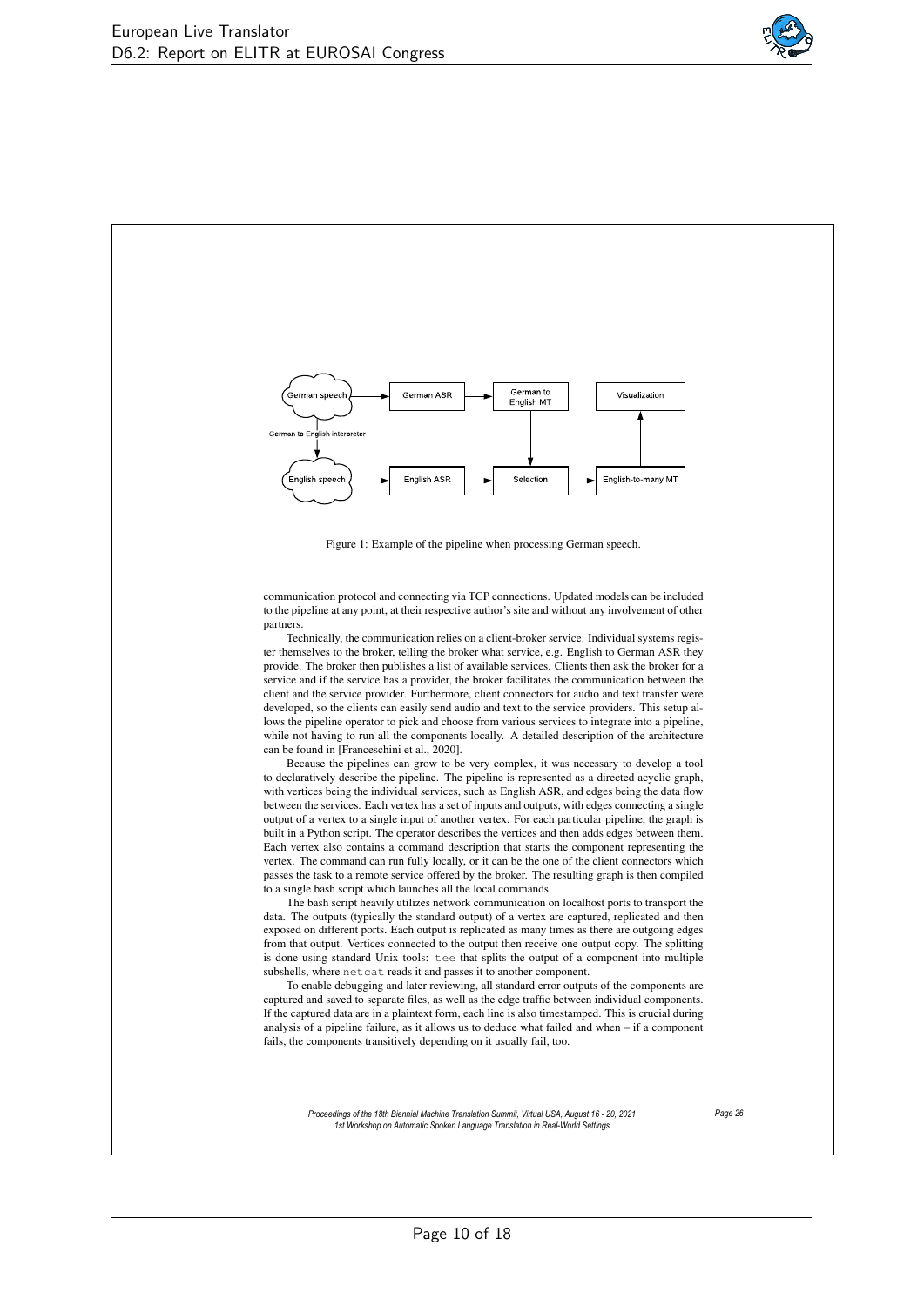Figure 1: Example of the pipeline when processing German speech.

communication protocol and connecting via TCP connections. Updated models can be included to the pipeline at any point, at their respective author's site and without any involvement of other partners.

Technically, the communication relies on a client-broker service. Individual systems register themselves to the broker, telling the broker what service, e.g. English to German ASR they provide. The broker then publishes a list of available services. Clients then ask the broker for a service and if the service has a provider, the broker facilitates the communication between the client and the service provider. Furthermore, client connectors for audio and text transfer were developed, so the clients can easily send audio and text to the service providers. This setup allows the pipeline operator to pick and choose from various services to integrate into a pipeline, while not having to run all the components locally. A detailed description of the architecture can be found in [Franceschini et al., 2020].

Because the pipelines can grow to be very complex, it was necessary to develop a tool to declaratively describe the pipeline. The pipeline is represented as a directed acyclic graph, with vertices being the individual services, such as English ASR, and edges being the data flow between the services. Each vertex has a set of inputs and outputs, with edges connecting a single output of a vertex to a single input of another vertex. For each particular pipeline, the graph is built in a Python script. The operator describes the vertices and then adds edges between them. Each vertex also contains a command description that starts the component representing the vertex. The command can run fully locally, or it can be the one of the client connectors which passes the task to a remote service offered by the broker. The resulting graph is then compiled to a single bash script which launches all the local commands.

The bash script heavily utilizes network communication on localhost ports to transport the data. The outputs (typically the standard output) of a vertex are captured, replicated and then exposed on different ports. Each output is replicated as many times as there are outgoing edges from that output. Vertices connected to the output then receive one output copy. The splitting is done using standard Unix tools: `tee` that splits the output of a component into multiple subshells, where `netcat` reads it and passes it to another component.

To enable debugging and later reviewing, all standard error outputs of the components are captured and saved to separate files, as well as the edge traffic between individual components. If the captured data are in a plaintext form, each line is also timestamped. This is crucial during analysis of a pipeline failure, as it allows us to deduce what failed and when – if a component fails, the components transitively depending on it usually fail, too.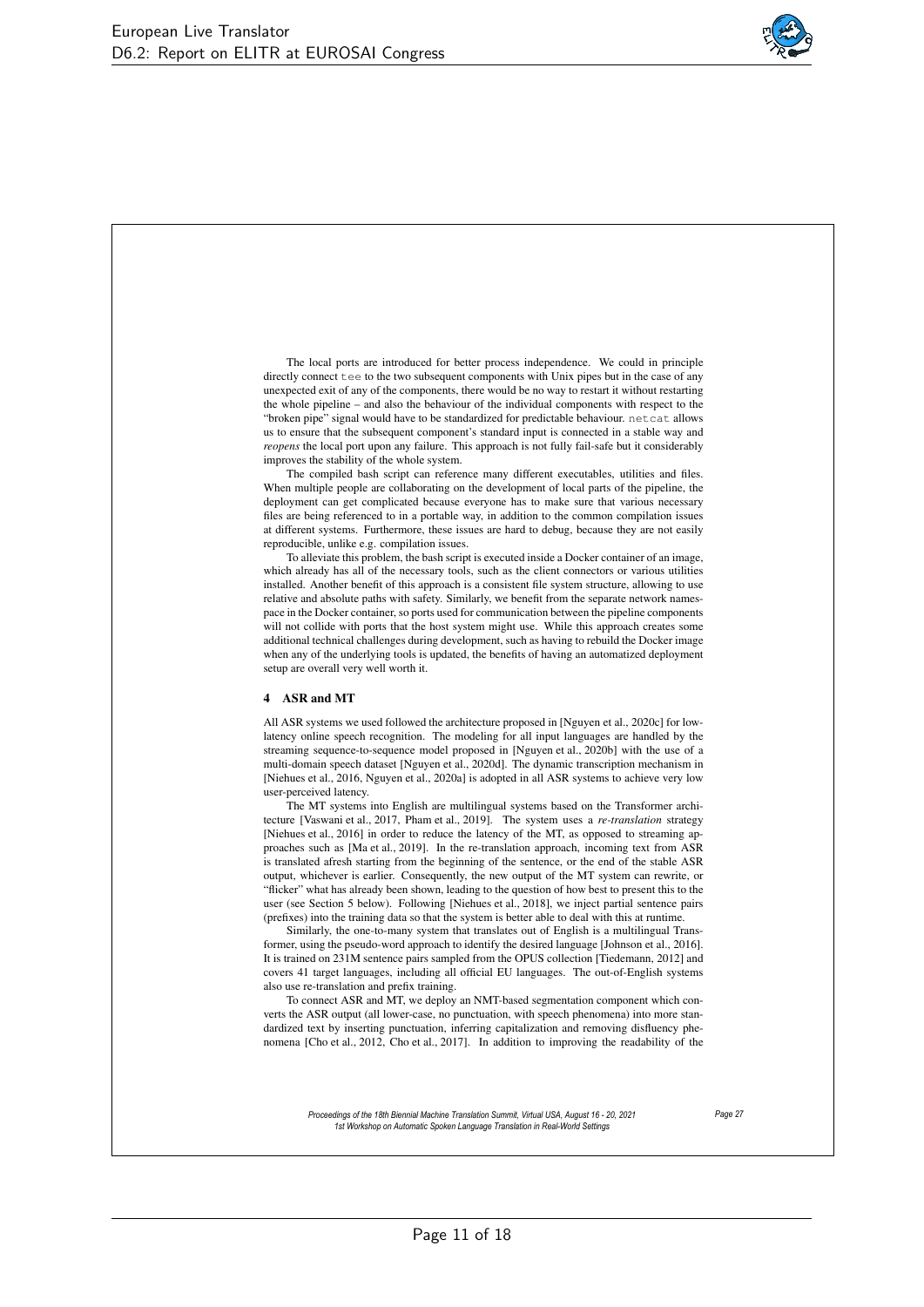The local ports are introduced for better process independence. We could in principle directly connect `tee` to the two subsequent components with Unix pipes but in the case of any unexpected exit of any of the components, there would be no way to restart it without restarting the whole pipeline – and also the behaviour of the individual components with respect to the "broken pipe" signal would have to be standardized for predictable behaviour. `netcat` allows us to ensure that the subsequent component's standard input is connected in a stable way and *reopens* the local port upon any failure. This approach is not fully fail-safe but it considerably improves the stability of the whole system.

The compiled bash script can reference many different executables, utilities and files. When multiple people are collaborating on the development of local parts of the pipeline, the deployment can get complicated because everyone has to make sure that various necessary files are being referenced to in a portable way, in addition to the common compilation issues at different systems. Furthermore, these issues are hard to debug, because they are not easily reproducible, unlike e.g. compilation issues.

To alleviate this problem, the bash script is executed inside a Docker container of an image, which already has all of the necessary tools, such as the client connectors or various utilities installed. Another benefit of this approach is a consistent file system structure, allowing to use relative and absolute paths with safety. Similarly, we benefit from the separate network namespace in the Docker container, so ports used for communication between the pipeline components will not collide with ports that the host system might use. While this approach creates some additional technical challenges during development, such as having to rebuild the Docker image when any of the underlying tools is updated, the benefits of having an automatized deployment setup are overall very well worth it.

## 4 ASR and MT

All ASR systems we used followed the architecture proposed in [Nguyen et al., 2020c] for low-latency online speech recognition. The modeling for all input languages are handled by the streaming sequence-to-sequence model proposed in [Nguyen et al., 2020b] with the use of a multi-domain speech dataset [Nguyen et al., 2020d]. The dynamic transcription mechanism in [Niehues et al., 2016, Nguyen et al., 2020a] is adopted in all ASR systems to achieve very low user-perceived latency.

The MT systems into English are multilingual systems based on the Transformer architecture [Vaswani et al., 2017, Pham et al., 2019]. The system uses a *re-translation* strategy [Niehues et al., 2016] in order to reduce the latency of the MT, as opposed to streaming approaches such as [Ma et al., 2019]. In the re-translation approach, incoming text from ASR is translated afresh starting from the beginning of the sentence, or the end of the stable ASR output, whichever is earlier. Consequently, the new output of the MT system can rewrite, or "flicker" what has already been shown, leading to the question of how best to present this to the user (see Section 5 below). Following [Niehues et al., 2018], we inject partial sentence pairs (prefixes) into the training data so that the system is better able to deal with this at runtime.

Similarly, the one-to-many system that translates out of English is a multilingual Transformer, using the pseudo-word approach to identify the desired language [Johnson et al., 2016]. It is trained on 231M sentence pairs sampled from the OPUS collection [Tiedemann, 2012] and covers 41 target languages, including all official EU languages. The out-of-English systems also use re-translation and prefix training.

To connect ASR and MT, we deploy an NMT-based segmentation component which converts the ASR output (all lower-case, no punctuation, with speech phenomena) into more standardized text by inserting punctuation, inferring capitalization and removing disfluency phenomena [Cho et al., 2012, Cho et al., 2017]. In addition to improving the readability of the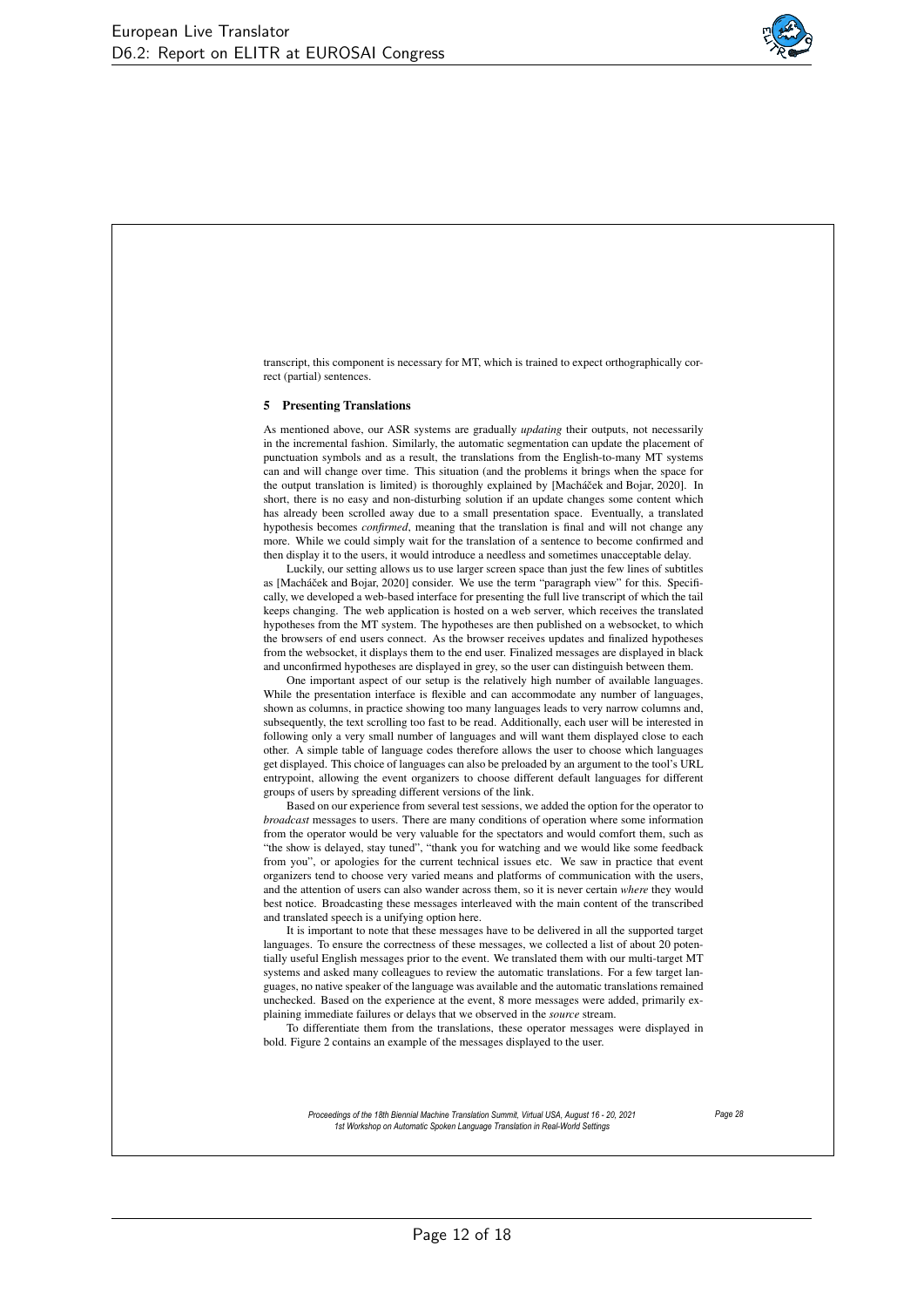transcript, this component is necessary for MT, which is trained to expect orthographically correct (partial) sentences.

## 5 Presenting Translations

As mentioned above, our ASR systems are gradually *updating* their outputs, not necessarily in the incremental fashion. Similarly, the automatic segmentation can update the placement of punctuation symbols and as a result, the translations from the English-to-many MT systems can and will change over time. This situation (and the problems it brings when the space for the output translation is limited) is thoroughly explained by [Macháček and Bojar, 2020]. In short, there is no easy and non-disturbing solution if an update changes some content which has already been scrolled away due to a small presentation space. Eventually, a translated hypothesis becomes *confirmed*, meaning that the translation is final and will not change any more. While we could simply wait for the translation of a sentence to become confirmed and then display it to the users, it would introduce a needless and sometimes unacceptable delay.

Luckily, our setting allows us to use larger screen space than just the few lines of subtitles as [Macháček and Bojar, 2020] consider. We use the term "paragraph view" for this. Specifically, we developed a web-based interface for presenting the full live transcript of which the tail keeps changing. The web application is hosted on a web server, which receives the translated hypotheses from the MT system. The hypotheses are then published on a websocket, to which the browsers of end users connect. As the browser receives updates and finalized hypotheses from the websocket, it displays them to the end user. Finalized messages are displayed in black and unconfirmed hypotheses are displayed in grey, so the user can distinguish between them.

One important aspect of our setup is the relatively high number of available languages. While the presentation interface is flexible and can accommodate any number of languages, shown as columns, in practice showing too many languages leads to very narrow columns and, subsequently, the text scrolling too fast to be read. Additionally, each user will be interested in following only a very small number of languages and will want them displayed close to each other. A simple table of language codes therefore allows the user to choose which languages get displayed. This choice of languages can also be preloaded by an argument to the tool's URL entrypoint, allowing the event organizers to choose different default languages for different groups of users by spreading different versions of the link.

Based on our experience from several test sessions, we added the option for the operator to *broadcast* messages to users. There are many conditions of operation where some information from the operator would be very valuable for the spectators and would comfort them, such as "the show is delayed, stay tuned", "thank you for watching and we would like some feedback from you", or apologies for the current technical issues etc. We saw in practice that event organizers tend to choose very varied means and platforms of communication with the users, and the attention of users can also wander across them, so it is never certain *where* they would best notice. Broadcasting these messages interleaved with the main content of the transcribed and translated speech is a unifying option here.

It is important to note that these messages have to be delivered in all the supported target languages. To ensure the correctness of these messages, we collected a list of about 20 potentially useful English messages prior to the event. We translated them with our multi-target MT systems and asked many colleagues to review the automatic translations. For a few target languages, no native speaker of the language was available and the automatic translations remained unchecked. Based on the experience at the event, 8 more messages were added, primarily explaining immediate failures or delays that we observed in the *source* stream.

To differentiate them from the translations, these operator messages were displayed in bold. Figure 2 contains an example of the messages displayed to the user.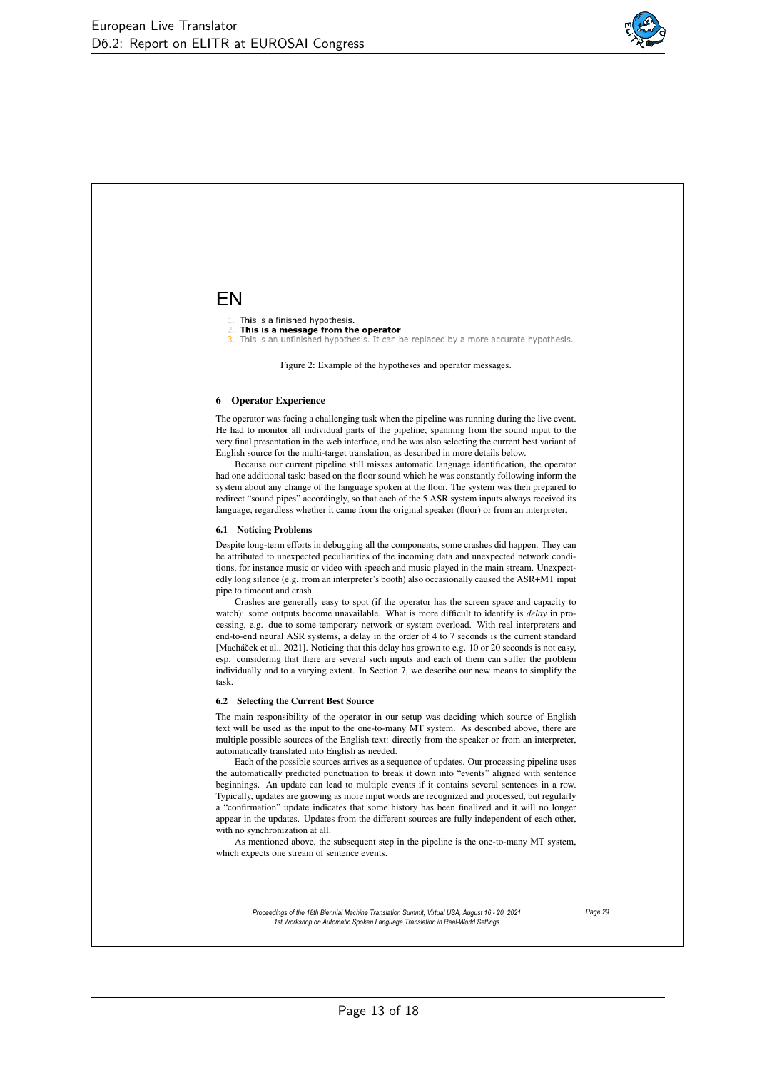EN

1. This is a finished hypothesis.
2. **This is a message from the operator**
3. This is an unfinished hypothesis. It can be replaced by a more accurate hypothesis.

Figure 2: Example of the hypotheses and operator messages.

## 6 Operator Experience

The operator was facing a challenging task when the pipeline was running during the live event. He had to monitor all individual parts of the pipeline, spanning from the sound input to the very final presentation in the web interface, and he was also selecting the current best variant of English source for the multi-target translation, as described in more details below.

Because our current pipeline still misses automatic language identification, the operator had one additional task: based on the floor sound which he was constantly following inform the system about any change of the language spoken at the floor. The system was then prepared to redirect "sound pipes" accordingly, so that each of the 5 ASR system inputs always received its language, regardless whether it came from the original speaker (floor) or from an interpreter.

### 6.1 Noticing Problems

Despite long-term efforts in debugging all the components, some crashes did happen. They can be attributed to unexpected peculiarities of the incoming data and unexpected network conditions, for instance music or video with speech and music played in the main stream. Unexpectedly long silence (e.g. from an interpreter's booth) also occasionally caused the ASR+MT input pipe to timeout and crash.

Crashes are generally easy to spot (if the operator has the screen space and capacity to watch): some outputs become unavailable. What is more difficult to identify is *delay* in processing, e.g. due to some temporary network or system overload. With real interpreters and end-to-end neural ASR systems, a delay in the order of 4 to 7 seconds is the current standard [Macháček et al., 2021]. Noticing that this delay has grown to e.g. 10 or 20 seconds is not easy, esp. considering that there are several such inputs and each of them can suffer the problem individually and to a varying extent. In Section 7, we describe our new means to simplify the task.

### 6.2 Selecting the Current Best Source

The main responsibility of the operator in our setup was deciding which source of English text will be used as the input to the one-to-many MT system. As described above, there are multiple possible sources of the English text: directly from the speaker or from an interpreter, automatically translated into English as needed.

Each of the possible sources arrives as a sequence of updates. Our processing pipeline uses the automatically predicted punctuation to break it down into "events" aligned with sentence beginnings. An update can lead to multiple events if it contains several sentences in a row. Typically, updates are growing as more input words are recognized and processed, but regularly a "confirmation" update indicates that some history has been finalized and it will no longer appear in the updates. Updates from the different sources are fully independent of each other, with no synchronization at all.

As mentioned above, the subsequent step in the pipeline is the one-to-many MT system, which expects one stream of sentence events.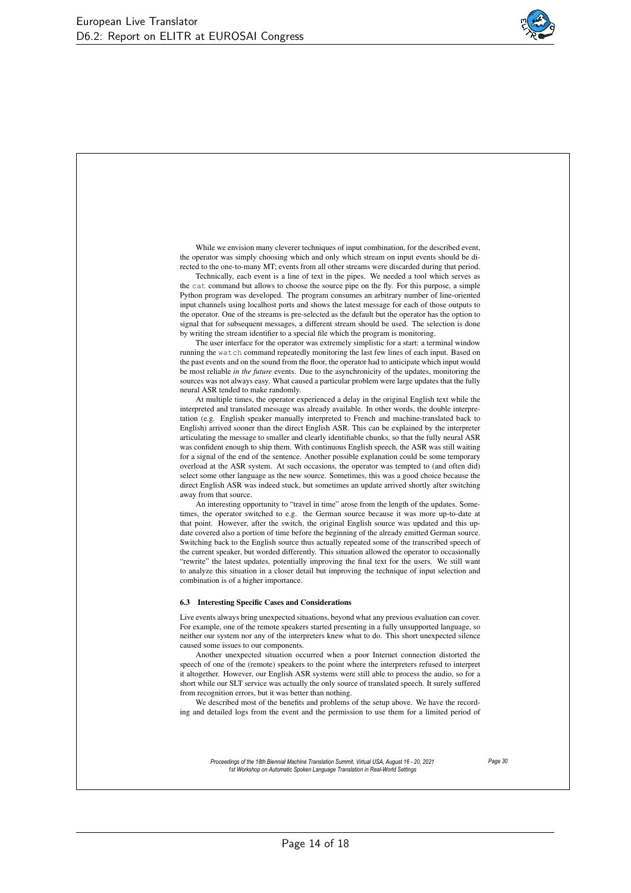While we envision many cleverer techniques of input combination, for the described event, the operator was simply choosing which and only which stream on input events should be directed to the one-to-many MT; events from all other streams were discarded during that period.

Technically, each event is a line of text in the pipes. We needed a tool which serves as the `cat` command but allows to choose the source pipe on the fly. For this purpose, a simple Python program was developed. The program consumes an arbitrary number of line-oriented input channels using localhost ports and shows the latest message for each of those outputs to the operator. One of the streams is pre-selected as the default but the operator has the option to signal that for subsequent messages, a different stream should be used. The selection is done by writing the stream identifier to a special file which the program is monitoring.

The user interface for the operator was extremely simplistic for a start: a terminal window running the `watch` command repeatedly monitoring the last few lines of each input. Based on the past events and on the sound from the floor, the operator had to anticipate which input would be most reliable *in the future* events. Due to the asynchronicity of the updates, monitoring the sources was not always easy. What caused a particular problem were large updates that the fully neural ASR tended to make randomly.

At multiple times, the operator experienced a delay in the original English text while the interpreted and translated message was already available. In other words, the double interpretation (e.g. English speaker manually interpreted to French and machine-translated back to English) arrived sooner than the direct English ASR. This can be explained by the interpreter articulating the message to smaller and clearly identifiable chunks, so that the fully neural ASR was confident enough to ship them. With continuous English speech, the ASR was still waiting for a signal of the end of the sentence. Another possible explanation could be some temporary overload at the ASR system. At such occasions, the operator was tempted to (and often did) select some other language as the new source. Sometimes, this was a good choice because the direct English ASR was indeed stuck, but sometimes an update arrived shortly after switching away from that source.

An interesting opportunity to "travel in time" arose from the length of the updates. Sometimes, the operator switched to e.g. the German source because it was more up-to-date at that point. However, after the switch, the original English source was updated and this update covered also a portion of time before the beginning of the already emitted German source. Switching back to the English source thus actually repeated some of the transcribed speech of the current speaker, but worded differently. This situation allowed the operator to occasionally "rewrite" the latest updates, potentially improving the final text for the users. We still want to analyze this situation in a closer detail but improving the technique of input selection and combination is of a higher importance.

### 6.3 Interesting Specific Cases and Considerations

Live events always bring unexpected situations, beyond what any previous evaluation can cover. For example, one of the remote speakers started presenting in a fully unsupported language, so neither our system nor any of the interpreters knew what to do. This short unexpected silence caused some issues to our components.

Another unexpected situation occurred when a poor Internet connection distorted the speech of one of the (remote) speakers to the point where the interpreters refused to interpret it altogether. However, our English ASR systems were still able to process the audio, so for a short while our SLT service was actually the only source of translated speech. It surely suffered from recognition errors, but it was better than nothing.

We described most of the benefits and problems of the setup above. We have the recording and detailed logs from the event and the permission to use them for a limited period of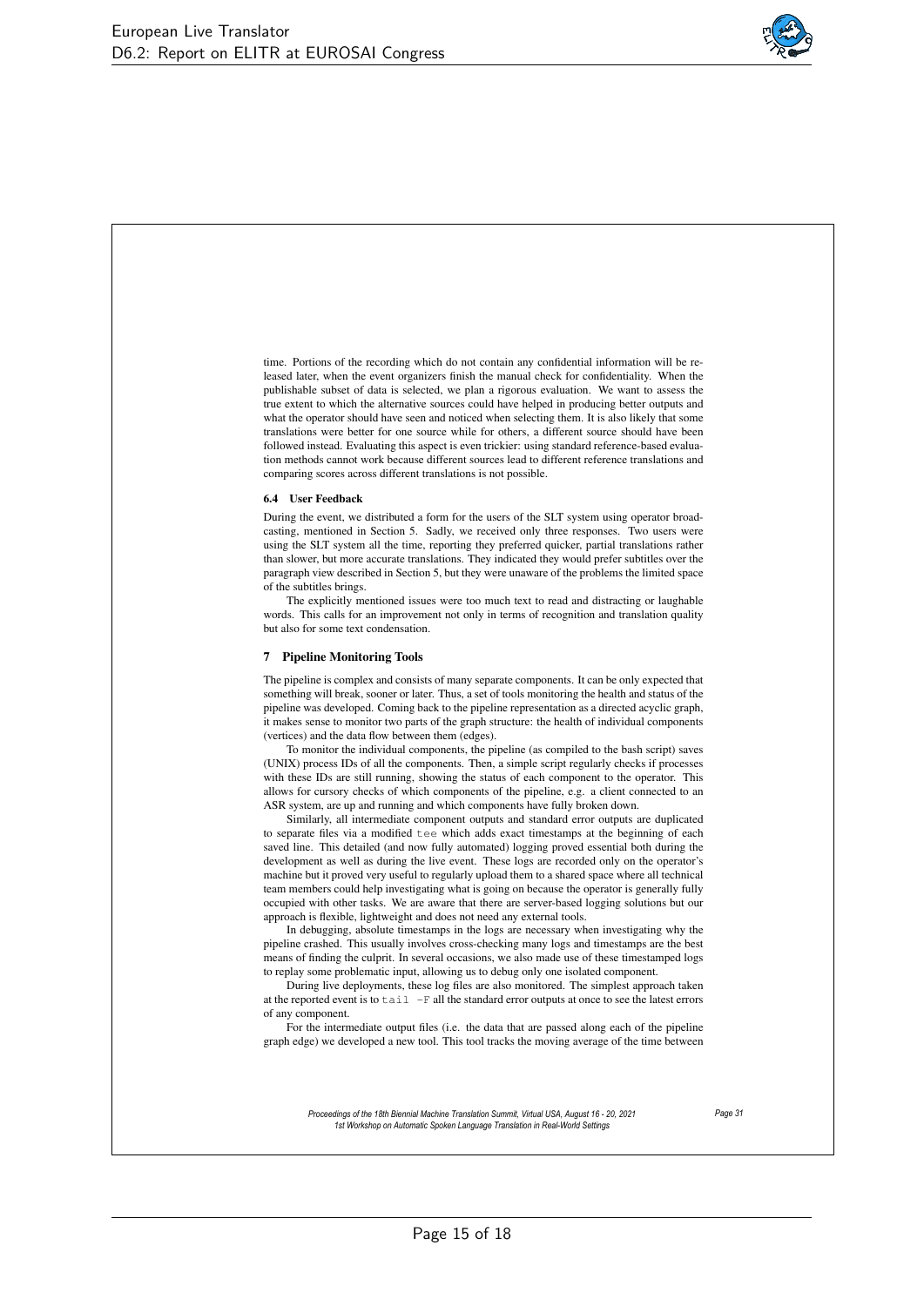time. Portions of the recording which do not contain any confidential information will be released later, when the event organizers finish the manual check for confidentiality. When the publishable subset of data is selected, we plan a rigorous evaluation. We want to assess the true extent to which the alternative sources could have helped in producing better outputs and what the operator should have seen and noticed when selecting them. It is also likely that some translations were better for one source while for others, a different source should have been followed instead. Evaluating this aspect is even trickier: using standard reference-based evaluation methods cannot work because different sources lead to different reference translations and comparing scores across different translations is not possible.

### 6.4 User Feedback

During the event, we distributed a form for the users of the SLT system using operator broadcasting, mentioned in Section 5. Sadly, we received only three responses. Two users were using the SLT system all the time, reporting they preferred quicker, partial translations rather than slower, but more accurate translations. They indicated they would prefer subtitles over the paragraph view described in Section 5, but they were unaware of the problems the limited space of the subtitles brings.

The explicitly mentioned issues were too much text to read and distracting or laughable words. This calls for an improvement not only in terms of recognition and translation quality but also for some text condensation.

## 7 Pipeline Monitoring Tools

The pipeline is complex and consists of many separate components. It can be only expected that something will break, sooner or later. Thus, a set of tools monitoring the health and status of the pipeline was developed. Coming back to the pipeline representation as a directed acyclic graph, it makes sense to monitor two parts of the graph structure: the health of individual components (vertices) and the data flow between them (edges).

To monitor the individual components, the pipeline (as compiled to the bash script) saves (UNIX) process IDs of all the components. Then, a simple script regularly checks if processes with these IDs are still running, showing the status of each component to the operator. This allows for cursory checks of which components of the pipeline, e.g. a client connected to an ASR system, are up and running and which components have fully broken down.

Similarly, all intermediate component outputs and standard error outputs are duplicated to separate files via a modified `tee` which adds exact timestamps at the beginning of each saved line. This detailed (and now fully automated) logging proved essential both during the development as well as during the live event. These logs are recorded only on the operator's machine but it proved very useful to regularly upload them to a shared space where all technical team members could help investigating what is going on because the operator is generally fully occupied with other tasks. We are aware that there are server-based logging solutions but our approach is flexible, lightweight and does not need any external tools.

In debugging, absolute timestamps in the logs are necessary when investigating why the pipeline crashed. This usually involves cross-checking many logs and timestamps are the best means of finding the culprit. In several occasions, we also made use of these timestamped logs to replay some problematic input, allowing us to debug only one isolated component.

During live deployments, these log files are also monitored. The simplest approach taken at the reported event is to `tail -F` all the standard error outputs at once to see the latest errors of any component.

For the intermediate output files (i.e. the data that are passed along each of the pipeline graph edge) we developed a new tool. This tool tracks the moving average of the time between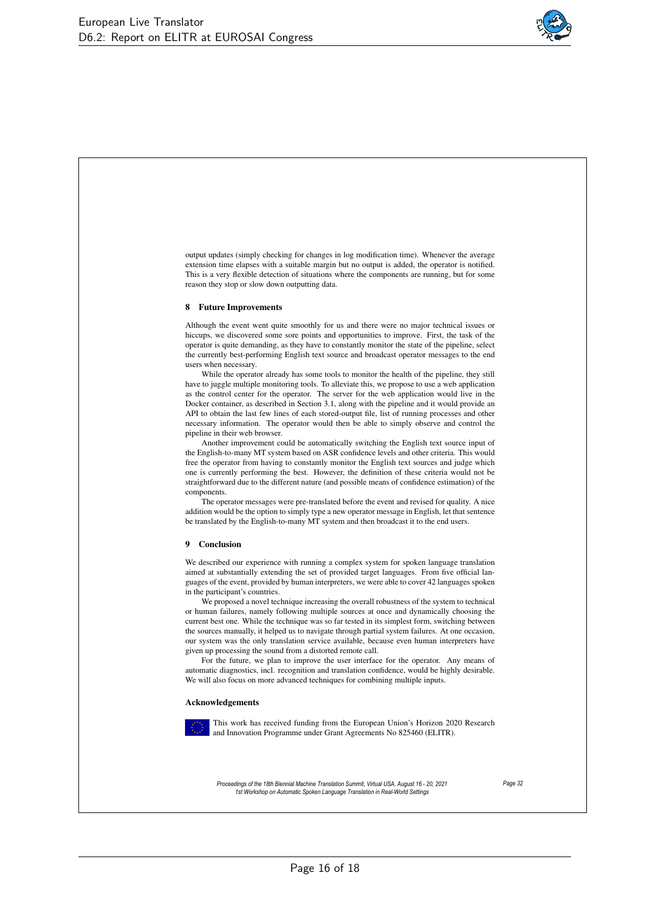output updates (simply checking for changes in log modification time). Whenever the average extension time elapses with a suitable margin but no output is added, the operator is notified. This is a very flexible detection of situations where the components are running, but for some reason they stop or slow down outputting data.

## 8 Future Improvements

Although the event went quite smoothly for us and there were no major technical issues or hiccups, we discovered some sore points and opportunities to improve. First, the task of the operator is quite demanding, as they have to constantly monitor the state of the pipeline, select the currently best-performing English text source and broadcast operator messages to the end users when necessary.

While the operator already has some tools to monitor the health of the pipeline, they still have to juggle multiple monitoring tools. To alleviate this, we propose to use a web application as the control center for the operator. The server for the web application would live in the Docker container, as described in Section 3.1, along with the pipeline and it would provide an API to obtain the last few lines of each stored-output file, list of running processes and other necessary information. The operator would then be able to simply observe and control the pipeline in their web browser.

Another improvement could be automatically switching the English text source input of the English-to-many MT system based on ASR confidence levels and other criteria. This would free the operator from having to constantly monitor the English text sources and judge which one is currently performing the best. However, the definition of these criteria would not be straightforward due to the different nature (and possible means of confidence estimation) of the components.

The operator messages were pre-translated before the event and revised for quality. A nice addition would be the option to simply type a new operator message in English, let that sentence be translated by the English-to-many MT system and then broadcast it to the end users.

## 9 Conclusion

We described our experience with running a complex system for spoken language translation aimed at substantially extending the set of provided target languages. From five official languages of the event, provided by human interpreters, we were able to cover 42 languages spoken in the participant's countries.

We proposed a novel technique increasing the overall robustness of the system to technical or human failures, namely following multiple sources at once and dynamically choosing the current best one. While the technique was so far tested in its simplest form, switching between the sources manually, it helped us to navigate through partial system failures. At one occasion, our system was the only translation service available, because even human interpreters have given up processing the sound from a distorted remote call.

For the future, we plan to improve the user interface for the operator. Any means of automatic diagnostics, incl. recognition and translation confidence, would be highly desirable. We will also focus on more advanced techniques for combining multiple inputs.

## Acknowledgements

This work has received funding from the European Union's Horizon 2020 Research and Innovation Programme under Grant Agreements No 825460 (ELITR).

*Proceedings of the 18th Biennial Machine Translation Summit, Virtual USA, August 16 - 20, 2021*
*1st Workshop on Automatic Spoken Language Translation in Real-World Settings*

*Page 32*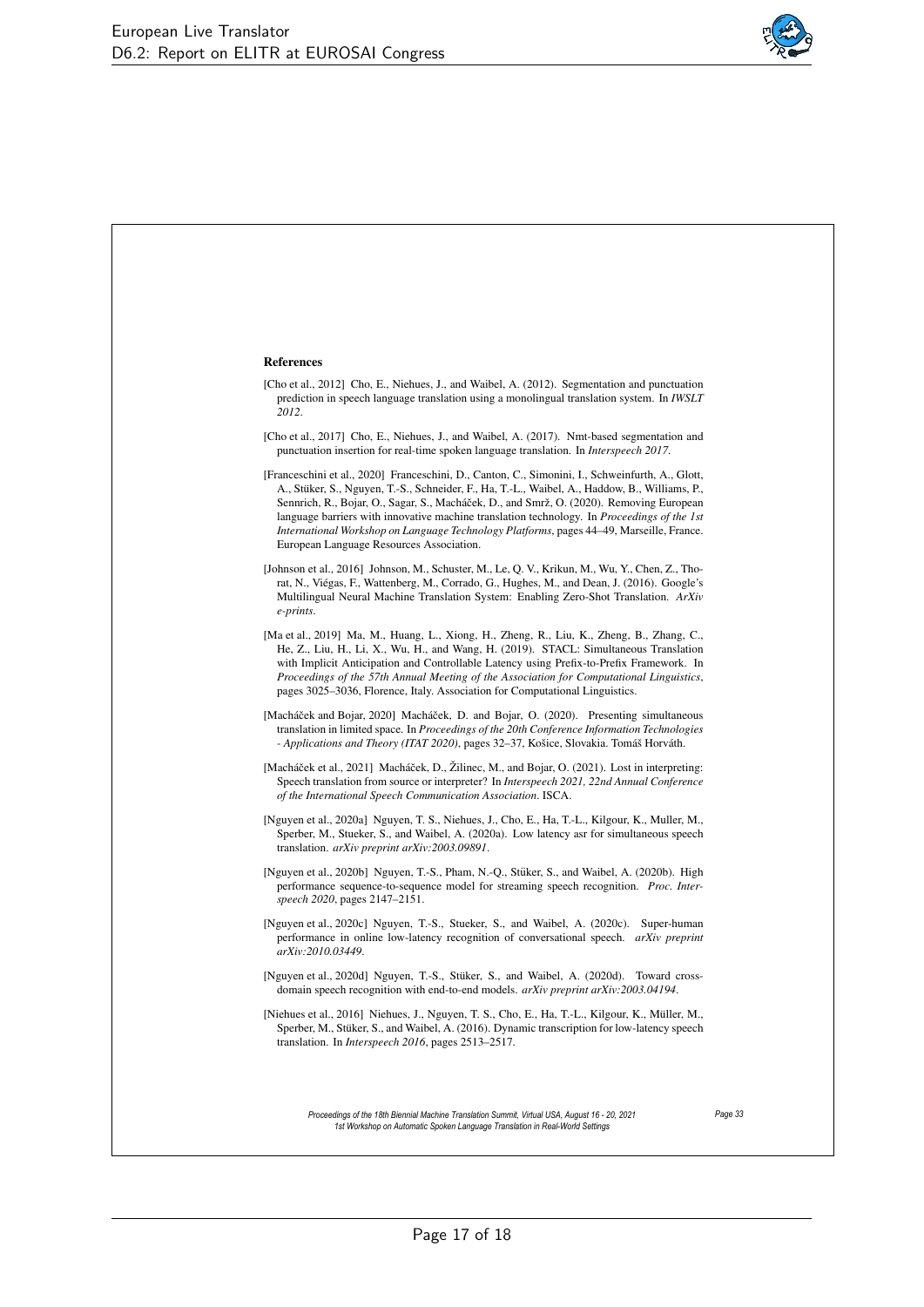## References

[Cho et al., 2012] Cho, E., Niehues, J., and Waibel, A. (2012). Segmentation and punctuation prediction in speech language translation using a monolingual translation system. In *IWSLT 2012*.

[Cho et al., 2017] Cho, E., Niehues, J., and Waibel, A. (2017). Nmt-based segmentation and punctuation insertion for real-time spoken language translation. In *Interspeech 2017*.

[Franceschini et al., 2020] Franceschini, D., Canton, C., Simonini, I., Schweinfurth, A., Glott, A., Stüker, S., Nguyen, T.-S., Schneider, F., Ha, T.-L., Waibel, A., Haddow, B., Williams, P., Sennrich, R., Bojar, O., Sagar, S., Macháček, D., and Smrž, O. (2020). Removing European language barriers with innovative machine translation technology. In *Proceedings of the 1st International Workshop on Language Technology Platforms*, pages 44–49, Marseille, France. European Language Resources Association.

[Johnson et al., 2016] Johnson, M., Schuster, M., Le, Q. V., Krikun, M., Wu, Y., Chen, Z., Thorat, N., Viégas, F., Wattenberg, M., Corrado, G., Hughes, M., and Dean, J. (2016). Google's Multilingual Neural Machine Translation System: Enabling Zero-Shot Translation. *ArXiv e-prints*.

[Ma et al., 2019] Ma, M., Huang, L., Xiong, H., Zheng, R., Liu, K., Zheng, B., Zhang, C., He, Z., Liu, H., Li, X., Wu, H., and Wang, H. (2019). STACL: Simultaneous Translation with Implicit Anticipation and Controllable Latency using Prefix-to-Prefix Framework. In *Proceedings of the 57th Annual Meeting of the Association for Computational Linguistics*, pages 3025–3036, Florence, Italy. Association for Computational Linguistics.

[Macháček and Bojar, 2020] Macháček, D. and Bojar, O. (2020). Presenting simultaneous translation in limited space. In *Proceedings of the 20th Conference Information Technologies - Applications and Theory (ITAT 2020)*, pages 32–37, Košice, Slovakia. Tomáš Horváth.

[Macháček et al., 2021] Macháček, D., Žilinec, M., and Bojar, O. (2021). Lost in interpreting: Speech translation from source or interpreter? In *Interspeech 2021, 22nd Annual Conference of the International Speech Communication Association*. ISCA.

[Nguyen et al., 2020a] Nguyen, T. S., Niehues, J., Cho, E., Ha, T.-L., Kilgour, K., Muller, M., Sperber, M., Stueker, S., and Waibel, A. (2020a). Low latency asr for simultaneous speech translation. *arXiv preprint arXiv:2003.09891*.

[Nguyen et al., 2020b] Nguyen, T.-S., Pham, N.-Q., Stüker, S., and Waibel, A. (2020b). High performance sequence-to-sequence model for streaming speech recognition. *Proc. Interspeech 2020*, pages 2147–2151.

[Nguyen et al., 2020c] Nguyen, T.-S., Stueker, S., and Waibel, A. (2020c). Super-human performance in online low-latency recognition of conversational speech. *arXiv preprint arXiv:2010.03449*.

[Nguyen et al., 2020d] Nguyen, T.-S., Stüker, S., and Waibel, A. (2020d). Toward cross-domain speech recognition with end-to-end models. *arXiv preprint arXiv:2003.04194*.

[Niehues et al., 2016] Niehues, J., Nguyen, T. S., Cho, E., Ha, T.-L., Kilgour, K., Müller, M., Sperber, M., Stüker, S., and Waibel, A. (2016). Dynamic transcription for low-latency speech translation. In *Interspeech 2016*, pages 2513–2517.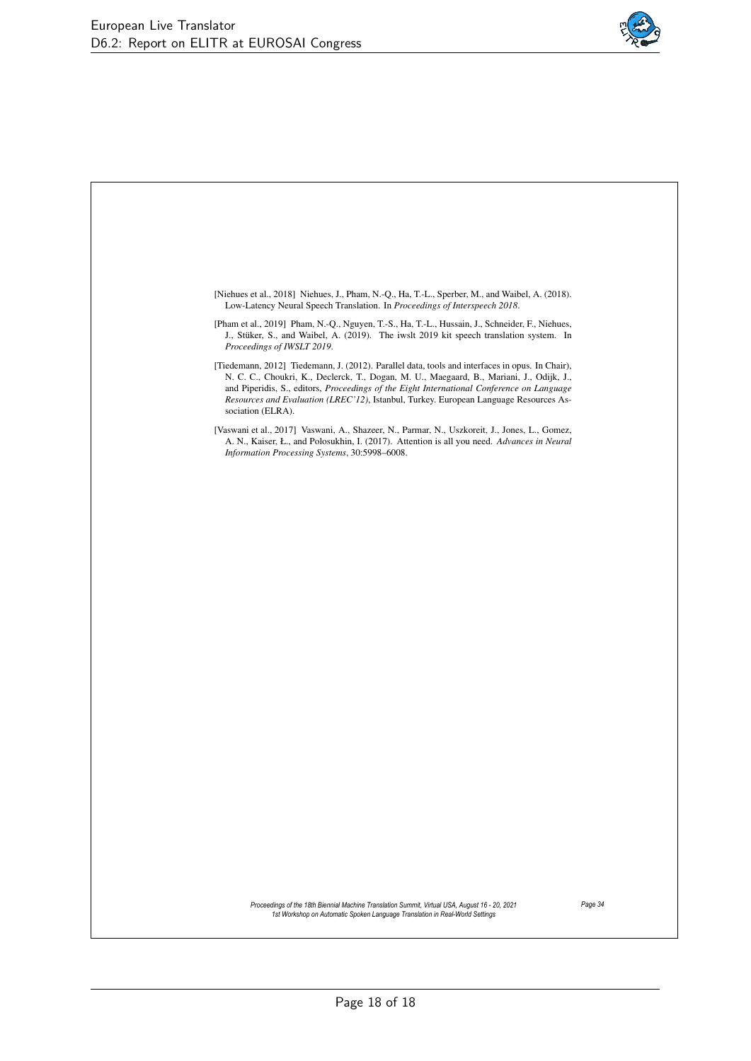[Niehues et al., 2018] Niehues, J., Pham, N.-Q., Ha, T.-L., Sperber, M., and Waibel, A. (2018). Low-Latency Neural Speech Translation. In *Proceedings of Interspeech 2018*.

[Pham et al., 2019] Pham, N.-Q., Nguyen, T.-S., Ha, T.-L., Hussain, J., Schneider, F., Niehues, J., Stüker, S., and Waibel, A. (2019). The iwslt 2019 kit speech translation system. In *Proceedings of IWSLT 2019*.

[Tiedemann, 2012] Tiedemann, J. (2012). Parallel data, tools and interfaces in opus. In Chair), N. C. C., Choukri, K., Declerck, T., Dogan, M. U., Maegaard, B., Mariani, J., Odijk, J., and Piperidis, S., editors, *Proceedings of the Eight International Conference on Language Resources and Evaluation (LREC'12)*, Istanbul, Turkey. European Language Resources Association (ELRA).

[Vaswani et al., 2017] Vaswani, A., Shazeer, N., Parmar, N., Uszkoreit, J., Jones, L., Gomez, A. N., Kaiser, Ł., and Polosukhin, I. (2017). Attention is all you need. *Advances in Neural Information Processing Systems*, 30:5998–6008.